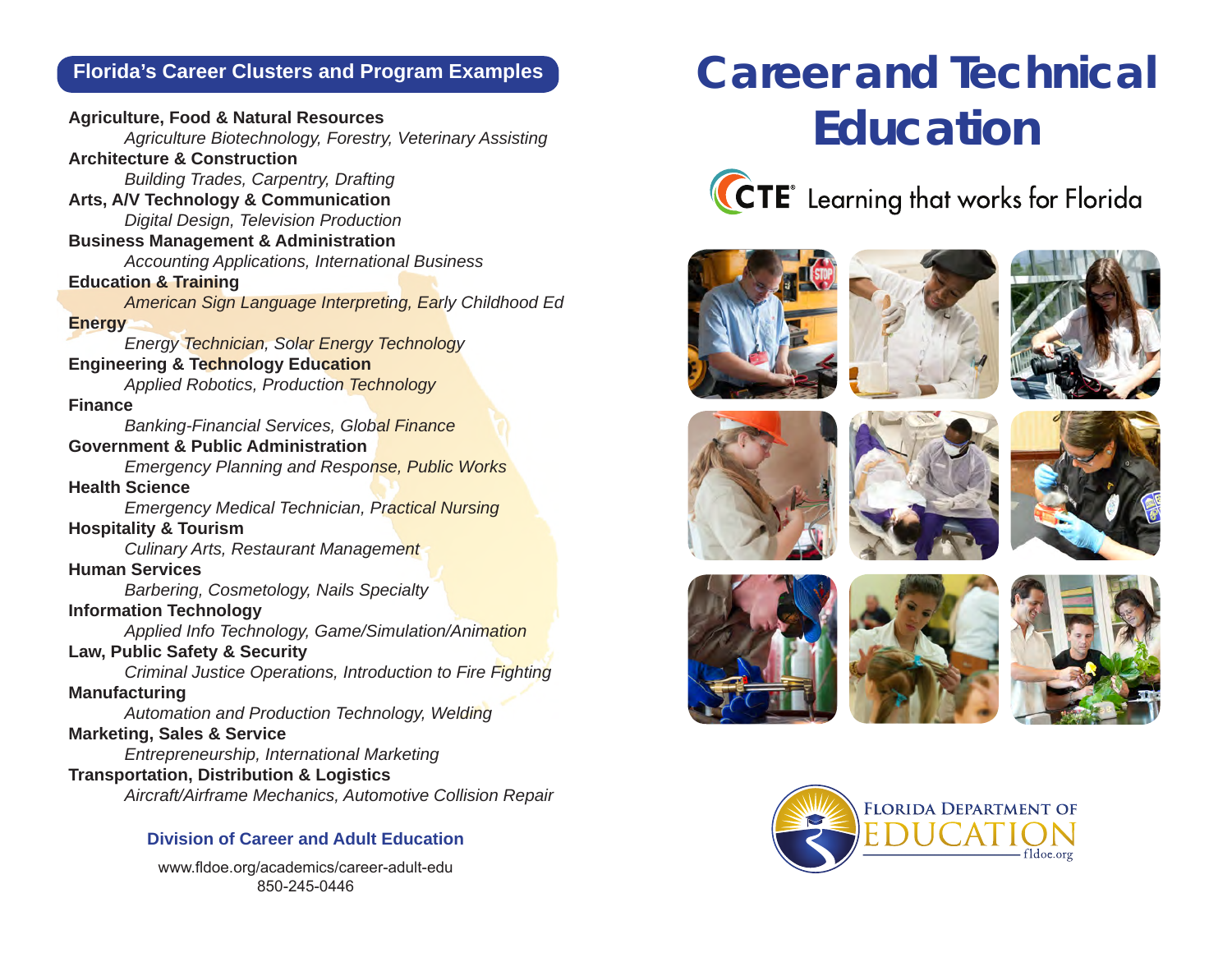# Career and Technical Education

CTE® Learning that works for Florida

## Florida's Career Clusters and Program Examples

**Agriculture, Food & Natural Resources**
*Agriculture Biotechnology, Forestry, Veterinary Assisting*

**Architecture & Construction**
*Building Trades, Carpentry, Drafting*

**Arts, A/V Technology & Communication**
*Digital Design, Television Production*

**Business Management & Administration**
*Accounting Applications, International Business*

**Education & Training**
*American Sign Language Interpreting, Early Childhood Ed*

**Energy**
*Energy Technician, Solar Energy Technology*

**Engineering & Technology Education**
*Applied Robotics, Production Technology*

**Finance**
*Banking-Financial Services, Global Finance*

**Government & Public Administration**
*Emergency Planning and Response, Public Works*

**Health Science**
*Emergency Medical Technician, Practical Nursing*

**Hospitality & Tourism**
*Culinary Arts, Restaurant Management*

**Human Services**
*Barbering, Cosmetology, Nails Specialty*

**Information Technology**
*Applied Info Technology, Game/Simulation/Animation*

**Law, Public Safety & Security**
*Criminal Justice Operations, Introduction to Fire Fighting*

**Manufacturing**
*Automation and Production Technology, Welding*

**Marketing, Sales & Service**
*Entrepreneurship, International Marketing*

**Transportation, Distribution & Logistics**
*Aircraft/Airframe Mechanics, Automotive Collision Repair*

**Division of Career and Adult Education**

www.fldoe.org/academics/career-adult-edu
850-245-0446

Florida Department of Education
fldoe.org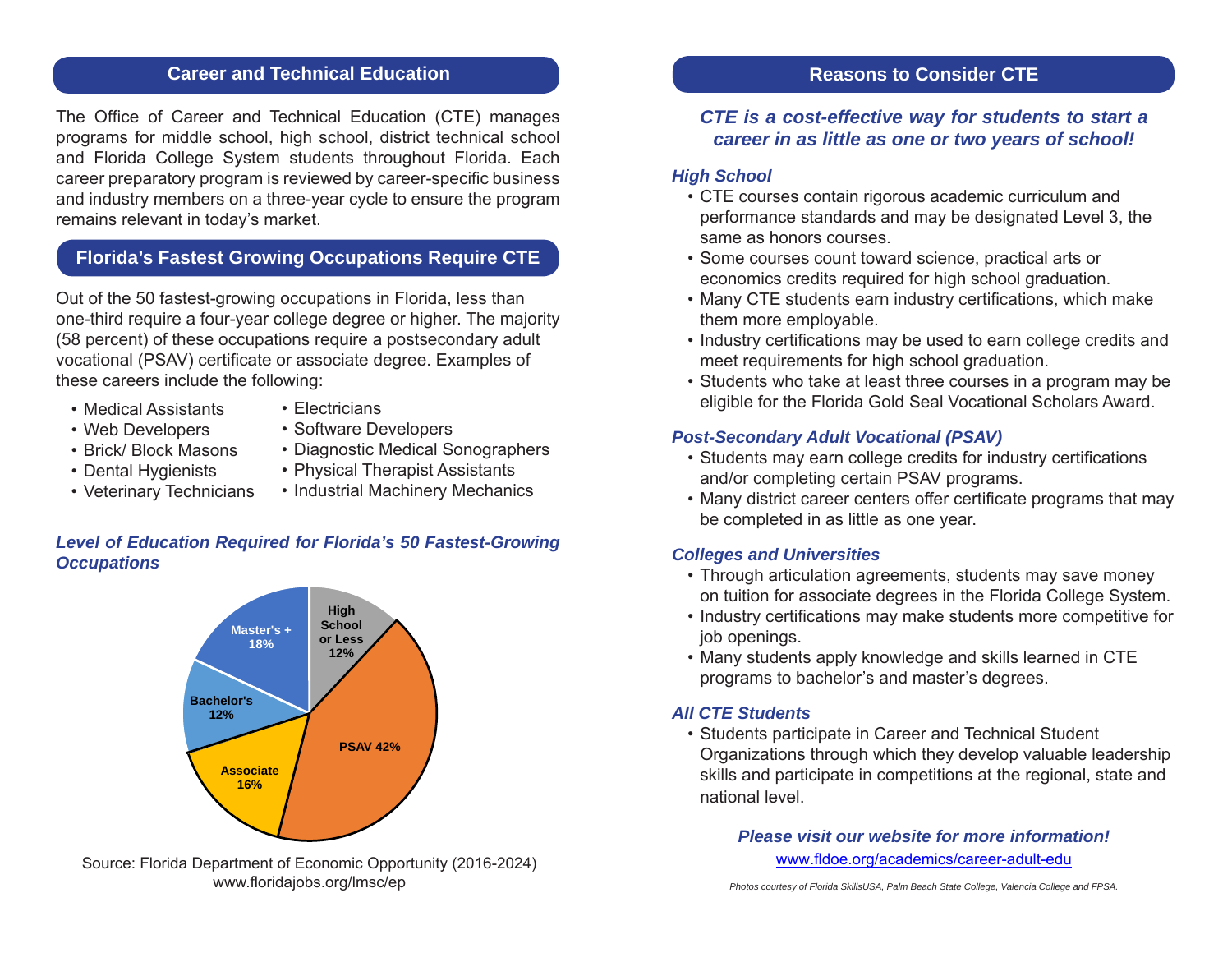## Career and Technical Education

The Office of Career and Technical Education (CTE) manages programs for middle school, high school, district technical school and Florida College System students throughout Florida. Each career preparatory program is reviewed by career-specific business and industry members on a three-year cycle to ensure the program remains relevant in today's market.

## Florida's Fastest Growing Occupations Require CTE

Out of the 50 fastest-growing occupations in Florida, less than one-third require a four-year college degree or higher. The majority (58 percent) of these occupations require a postsecondary adult vocational (PSAV) certificate or associate degree. Examples of these careers include the following:

- Medical Assistants
- Web Developers
- Brick/ Block Masons
- Dental Hygienists
- Veterinary Technicians
- Electricians
- Software Developers
- Diagnostic Medical Sonographers
- Physical Therapist Assistants
- Industrial Machinery Mechanics

### *Level of Education Required for Florida's 50 Fastest-Growing Occupations*

High School or Less 12%
PSAV 42%
Associate 16%
Bachelor's 12%
Master's + 18%

Source: Florida Department of Economic Opportunity (2016-2024)
www.floridajobs.org/lmsc/ep

## Reasons to Consider CTE

***CTE is a cost-effective way for students to start a career in as little as one or two years of school!***

### *High School*

- CTE courses contain rigorous academic curriculum and performance standards and may be designated Level 3, the same as honors courses.
- Some courses count toward science, practical arts or economics credits required for high school graduation.
- Many CTE students earn industry certifications, which make them more employable.
- Industry certifications may be used to earn college credits and meet requirements for high school graduation.
- Students who take at least three courses in a program may be eligible for the Florida Gold Seal Vocational Scholars Award.

### *Post-Secondary Adult Vocational (PSAV)*

- Students may earn college credits for industry certifications and/or completing certain PSAV programs.
- Many district career centers offer certificate programs that may be completed in as little as one year.

### *Colleges and Universities*

- Through articulation agreements, students may save money on tuition for associate degrees in the Florida College System.
- Industry certifications may make students more competitive for job openings.
- Many students apply knowledge and skills learned in CTE programs to bachelor's and master's degrees.

### *All CTE Students*

- Students participate in Career and Technical Student Organizations through which they develop valuable leadership skills and participate in competitions at the regional, state and national level.

***Please visit our website for more information!***

www.fldoe.org/academics/career-adult-edu

*Photos courtesy of Florida SkillsUSA, Palm Beach State College, Valencia College and FPSA.*